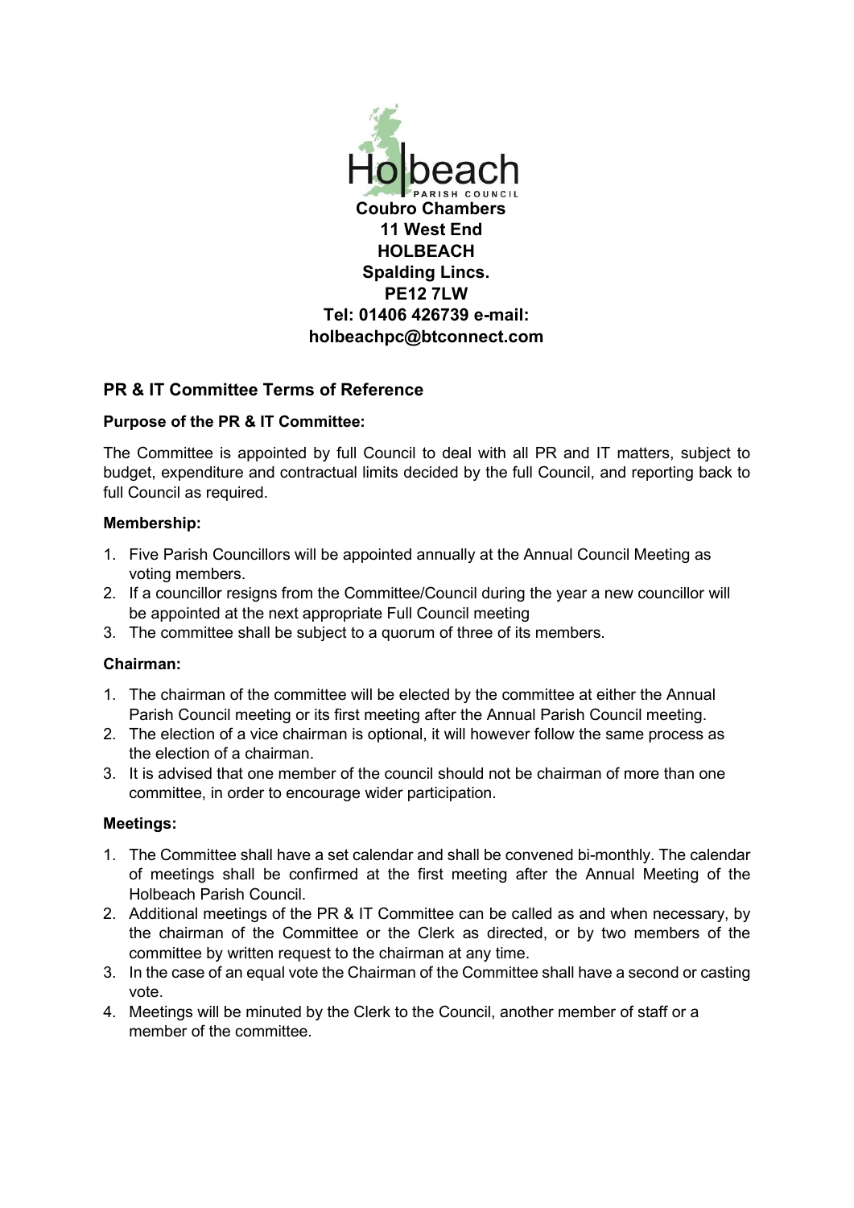**Holbeach**
PARISH COUNCIL

**Coubro Chambers**
**11 West End**
**HOLBEACH**
**Spalding Lincs.**
**PE12 7LW**
**Tel: 01406 426739 e-mail:**
**holbeachpc@btconnect.com**

## PR & IT Committee Terms of Reference

### Purpose of the PR & IT Committee:

The Committee is appointed by full Council to deal with all PR and IT matters, subject to budget, expenditure and contractual limits decided by the full Council, and reporting back to full Council as required.

### Membership:

1. Five Parish Councillors will be appointed annually at the Annual Council Meeting as voting members.
2. If a councillor resigns from the Committee/Council during the year a new councillor will be appointed at the next appropriate Full Council meeting
3. The committee shall be subject to a quorum of three of its members.

### Chairman:

1. The chairman of the committee will be elected by the committee at either the Annual Parish Council meeting or its first meeting after the Annual Parish Council meeting.
2. The election of a vice chairman is optional, it will however follow the same process as the election of a chairman.
3. It is advised that one member of the council should not be chairman of more than one committee, in order to encourage wider participation.

### Meetings:

1. The Committee shall have a set calendar and shall be convened bi-monthly. The calendar of meetings shall be confirmed at the first meeting after the Annual Meeting of the Holbeach Parish Council.
2. Additional meetings of the PR & IT Committee can be called as and when necessary, by the chairman of the Committee or the Clerk as directed, or by two members of the committee by written request to the chairman at any time.
3. In the case of an equal vote the Chairman of the Committee shall have a second or casting vote.
4. Meetings will be minuted by the Clerk to the Council, another member of staff or a member of the committee.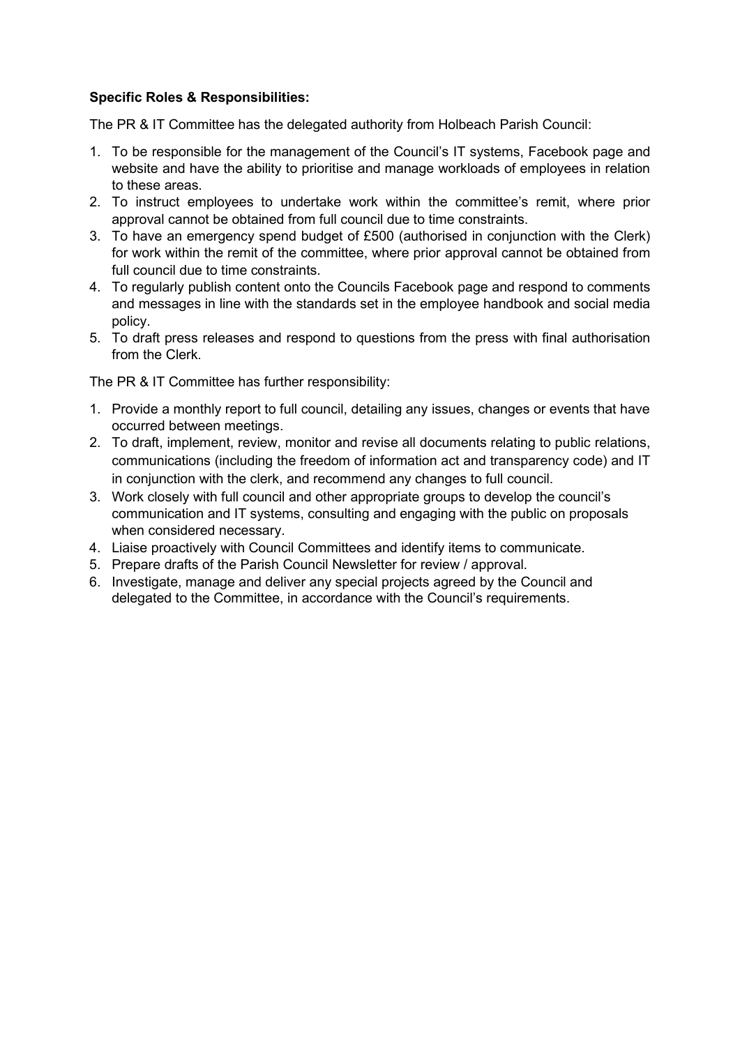**Specific Roles & Responsibilities:**

The PR & IT Committee has the delegated authority from Holbeach Parish Council:

1. To be responsible for the management of the Council's IT systems, Facebook page and website and have the ability to prioritise and manage workloads of employees in relation to these areas.
2. To instruct employees to undertake work within the committee's remit, where prior approval cannot be obtained from full council due to time constraints.
3. To have an emergency spend budget of £500 (authorised in conjunction with the Clerk) for work within the remit of the committee, where prior approval cannot be obtained from full council due to time constraints.
4. To regularly publish content onto the Councils Facebook page and respond to comments and messages in line with the standards set in the employee handbook and social media policy.
5. To draft press releases and respond to questions from the press with final authorisation from the Clerk.

The PR & IT Committee has further responsibility:

1. Provide a monthly report to full council, detailing any issues, changes or events that have occurred between meetings.
2. To draft, implement, review, monitor and revise all documents relating to public relations, communications (including the freedom of information act and transparency code) and IT in conjunction with the clerk, and recommend any changes to full council.
3. Work closely with full council and other appropriate groups to develop the council's communication and IT systems, consulting and engaging with the public on proposals when considered necessary.
4. Liaise proactively with Council Committees and identify items to communicate.
5. Prepare drafts of the Parish Council Newsletter for review / approval.
6. Investigate, manage and deliver any special projects agreed by the Council and delegated to the Committee, in accordance with the Council's requirements.